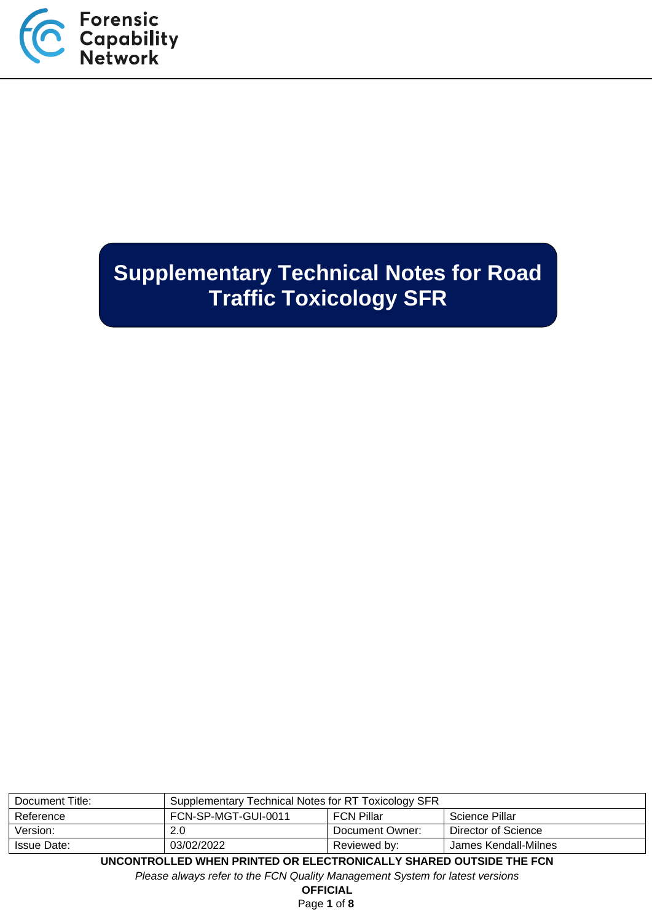Forensic Capability Network

# Supplementary Technical Notes for Road Traffic Toxicology SFR

| Document Title: | Supplementary Technical Notes for RT Toxicology SFR | | |
|---|---|---|---|
| Reference | FCN-SP-MGT-GUI-0011 | FCN Pillar | Science Pillar |
| Version: | 2.0 | Document Owner: | Director of Science |
| Issue Date: | 03/02/2022 | Reviewed by: | James Kendall-Milnes |

**UNCONTROLLED WHEN PRINTED OR ELECTRONICALLY SHARED OUTSIDE THE FCN**

*Please always refer to the FCN Quality Management System for latest versions*

**OFFICIAL**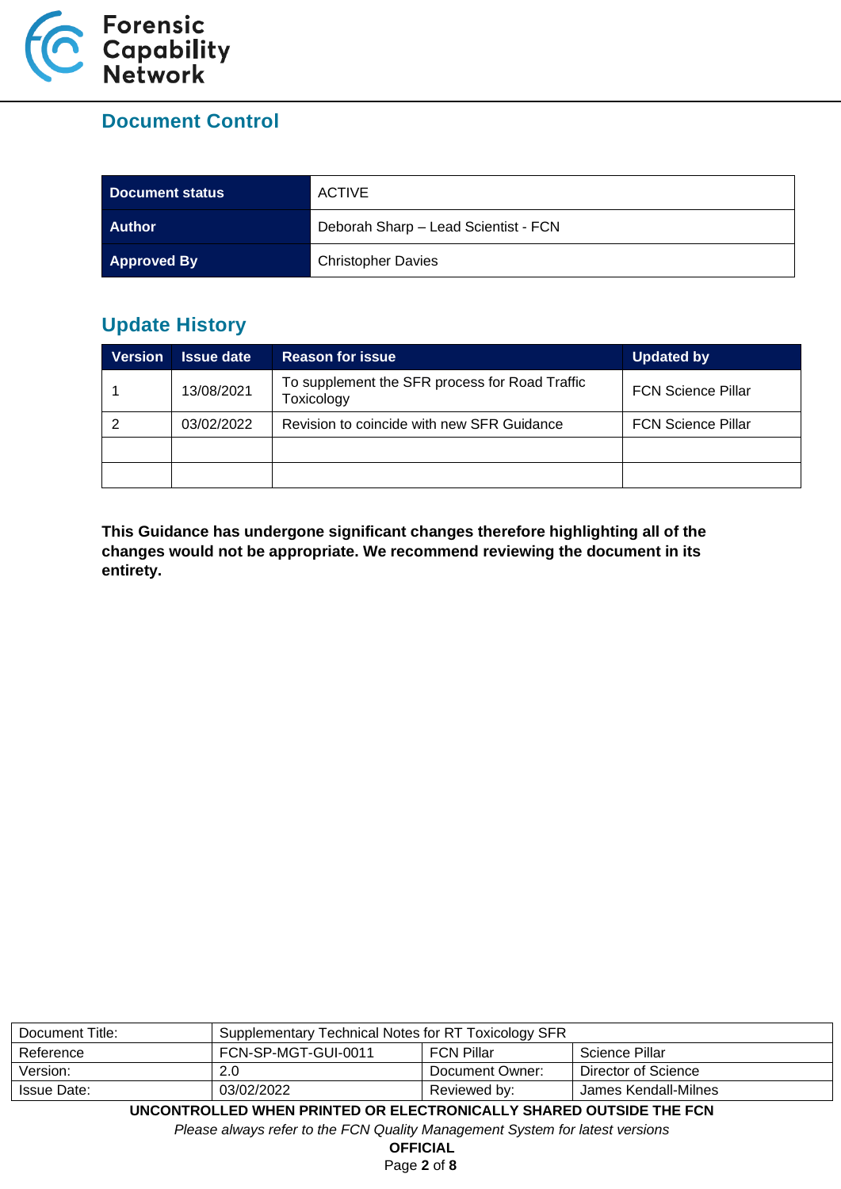## Document Control

| Document status | ACTIVE |
|---|---|
| Author | Deborah Sharp – Lead Scientist - FCN |
| Approved By | Christopher Davies |

## Update History

| Version | Issue date | Reason for issue | Updated by |
|---|---|---|---|
| 1 | 13/08/2021 | To supplement the SFR process for Road Traffic Toxicology | FCN Science Pillar |
| 2 | 03/02/2022 | Revision to coincide with new SFR Guidance | FCN Science Pillar |
| | | | |
| | | | |

**This Guidance has undergone significant changes therefore highlighting all of the changes would not be appropriate. We recommend reviewing the document in its entirety.**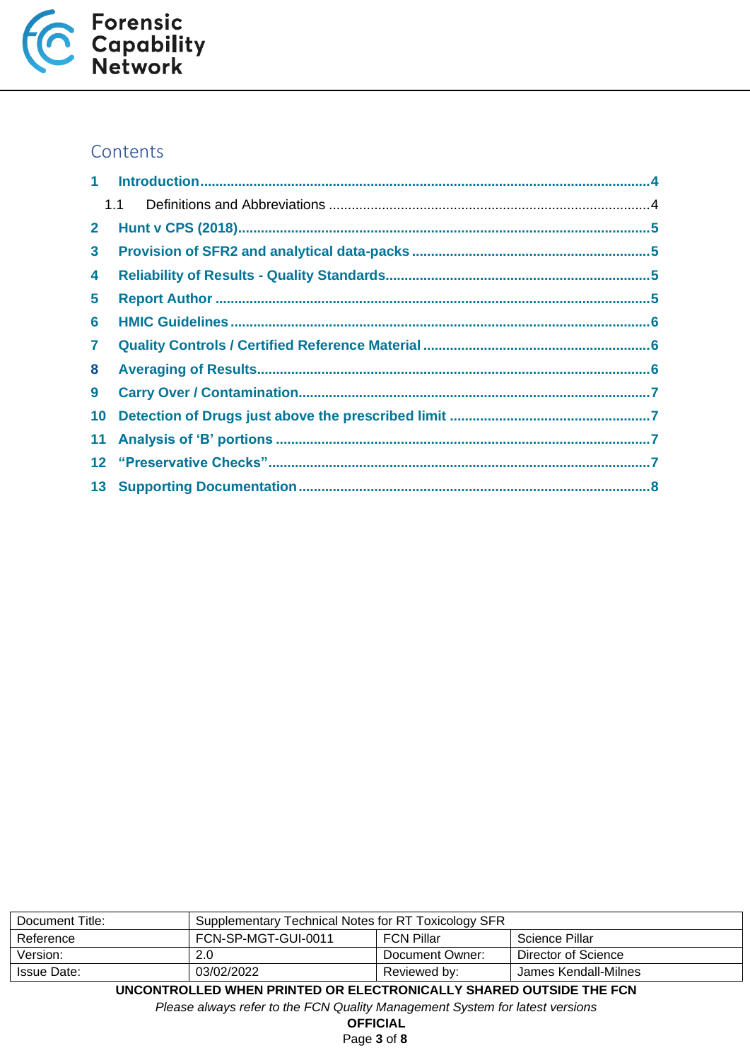# Contents

1 Introduction....................................................................................................................4

1.1 Definitions and Abbreviations ...................................................................................4

2 Hunt v CPS (2018)..........................................................................................................5

3 Provision of SFR2 and analytical data-packs ..............................................................5

4 Reliability of Results - Quality Standards....................................................................5

5 Report Author ................................................................................................................5

6 HMIC Guidelines ............................................................................................................6

7 Quality Controls / Certified Reference Material ...........................................................6

8 Averaging of Results.....................................................................................................6

9 Carry Over / Contamination...........................................................................................7

10 Detection of Drugs just above the prescribed limit ....................................................7

11 Analysis of ‘B’ portions .................................................................................................7

12 “Preservative Checks”...................................................................................................7

13 Supporting Documentation...........................................................................................8

| Document Title: | Supplementary Technical Notes for RT Toxicology SFR | | |
|---|---|---|---|
| Reference | FCN-SP-MGT-GUI-0011 | FCN Pillar | Science Pillar |
| Version: | 2.0 | Document Owner: | Director of Science |
| Issue Date: | 03/02/2022 | Reviewed by: | James Kendall-Milnes |

**UNCONTROLLED WHEN PRINTED OR ELECTRONICALLY SHARED OUTSIDE THE FCN**

*Please always refer to the FCN Quality Management System for latest versions*

**OFFICIAL**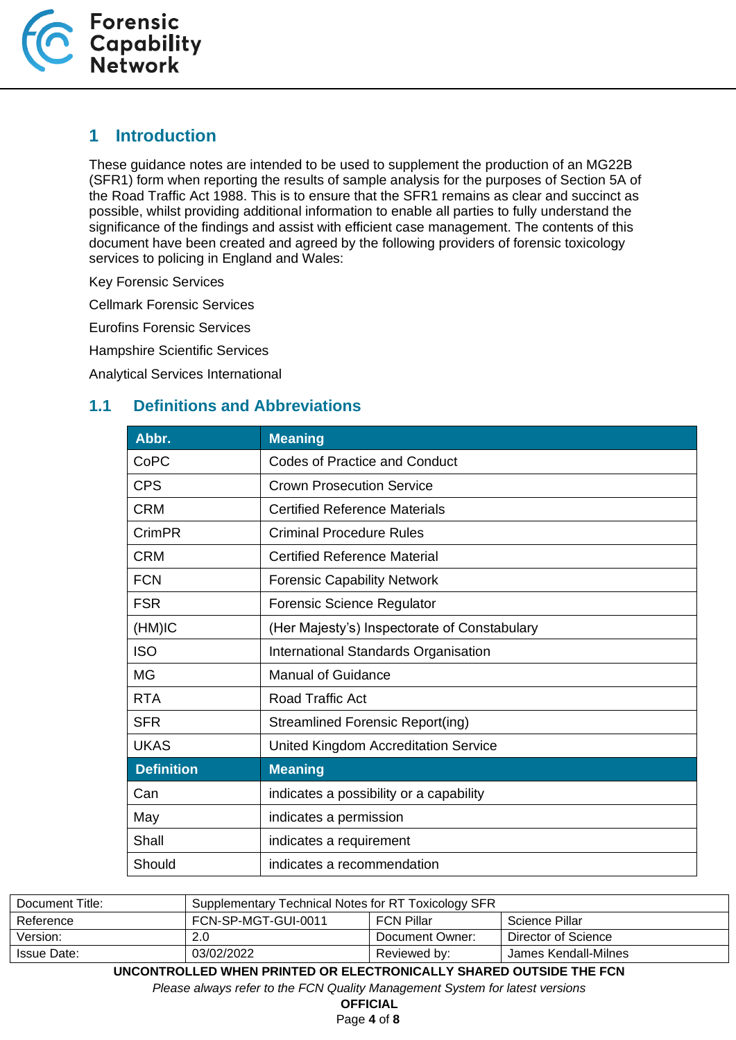# 1 Introduction

These guidance notes are intended to be used to supplement the production of an MG22B (SFR1) form when reporting the results of sample analysis for the purposes of Section 5A of the Road Traffic Act 1988. This is to ensure that the SFR1 remains as clear and succinct as possible, whilst providing additional information to enable all parties to fully understand the significance of the findings and assist with efficient case management. The contents of this document have been created and agreed by the following providers of forensic toxicology services to policing in England and Wales:

Key Forensic Services

Cellmark Forensic Services

Eurofins Forensic Services

Hampshire Scientific Services

Analytical Services International

## 1.1 Definitions and Abbreviations

| Abbr. | Meaning |
|---|---|
| CoPC | Codes of Practice and Conduct |
| CPS | Crown Prosecution Service |
| CRM | Certified Reference Materials |
| CrimPR | Criminal Procedure Rules |
| CRM | Certified Reference Material |
| FCN | Forensic Capability Network |
| FSR | Forensic Science Regulator |
| (HM)IC | (Her Majesty's) Inspectorate of Constabulary |
| ISO | International Standards Organisation |
| MG | Manual of Guidance |
| RTA | Road Traffic Act |
| SFR | Streamlined Forensic Report(ing) |
| UKAS | United Kingdom Accreditation Service |
| **Definition** | **Meaning** |
| Can | indicates a possibility or a capability |
| May | indicates a permission |
| Shall | indicates a requirement |
| Should | indicates a recommendation |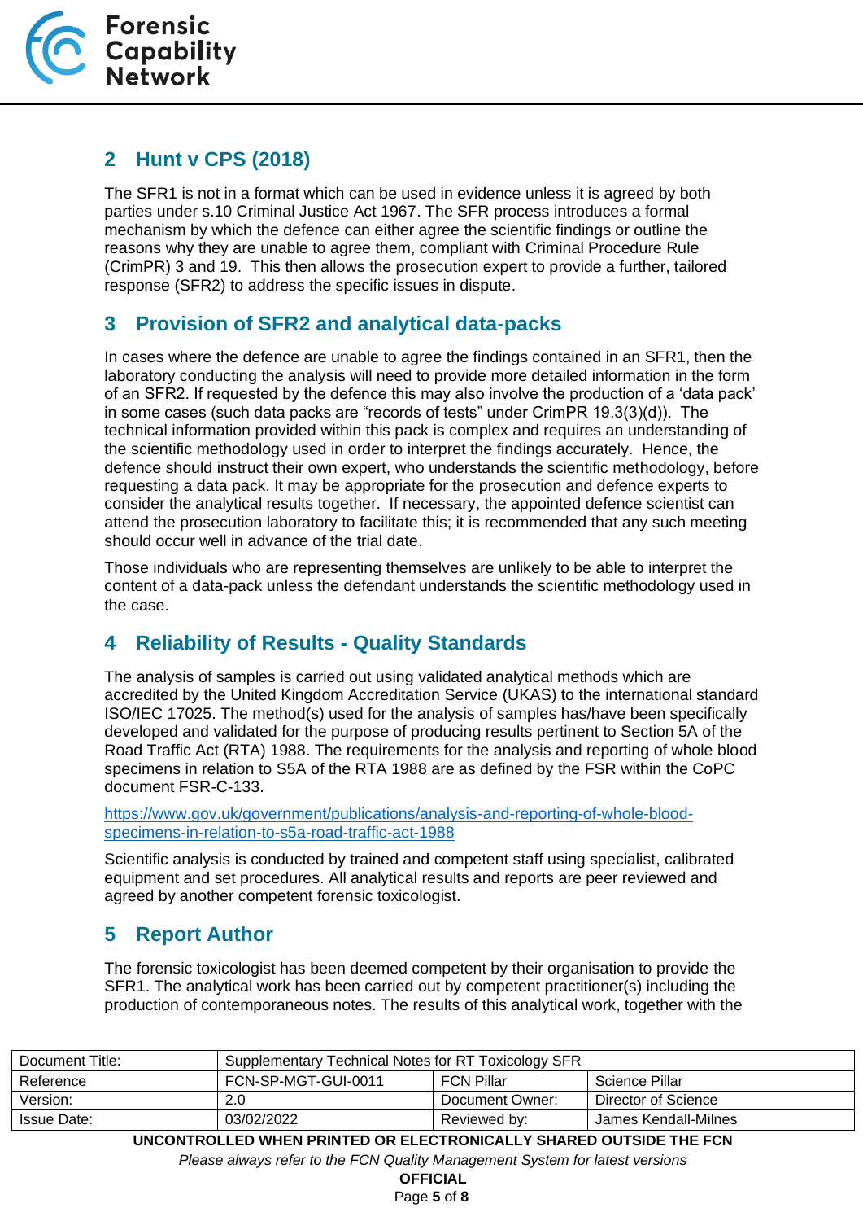## 2 Hunt v CPS (2018)

The SFR1 is not in a format which can be used in evidence unless it is agreed by both parties under s.10 Criminal Justice Act 1967. The SFR process introduces a formal mechanism by which the defence can either agree the scientific findings or outline the reasons why they are unable to agree them, compliant with Criminal Procedure Rule (CrimPR) 3 and 19. This then allows the prosecution expert to provide a further, tailored response (SFR2) to address the specific issues in dispute.

## 3 Provision of SFR2 and analytical data-packs

In cases where the defence are unable to agree the findings contained in an SFR1, then the laboratory conducting the analysis will need to provide more detailed information in the form of an SFR2. If requested by the defence this may also involve the production of a 'data pack' in some cases (such data packs are "records of tests" under CrimPR 19.3(3)(d)). The technical information provided within this pack is complex and requires an understanding of the scientific methodology used in order to interpret the findings accurately. Hence, the defence should instruct their own expert, who understands the scientific methodology, before requesting a data pack. It may be appropriate for the prosecution and defence experts to consider the analytical results together. If necessary, the appointed defence scientist can attend the prosecution laboratory to facilitate this; it is recommended that any such meeting should occur well in advance of the trial date.

Those individuals who are representing themselves are unlikely to be able to interpret the content of a data-pack unless the defendant understands the scientific methodology used in the case.

## 4 Reliability of Results - Quality Standards

The analysis of samples is carried out using validated analytical methods which are accredited by the United Kingdom Accreditation Service (UKAS) to the international standard ISO/IEC 17025. The method(s) used for the analysis of samples has/have been specifically developed and validated for the purpose of producing results pertinent to Section 5A of the Road Traffic Act (RTA) 1988. The requirements for the analysis and reporting of whole blood specimens in relation to S5A of the RTA 1988 are as defined by the FSR within the CoPC document FSR-C-133.

https://www.gov.uk/government/publications/analysis-and-reporting-of-whole-blood-specimens-in-relation-to-s5a-road-traffic-act-1988

Scientific analysis is conducted by trained and competent staff using specialist, calibrated equipment and set procedures. All analytical results and reports are peer reviewed and agreed by another competent forensic toxicologist.

## 5 Report Author

The forensic toxicologist has been deemed competent by their organisation to provide the SFR1. The analytical work has been carried out by competent practitioner(s) including the production of contemporaneous notes. The results of this analytical work, together with the

| Document Title: | Supplementary Technical Notes for RT Toxicology SFR | | |
|---|---|---|---|
| Reference | FCN-SP-MGT-GUI-0011 | FCN Pillar | Science Pillar |
| Version: | 2.0 | Document Owner: | Director of Science |
| Issue Date: | 03/02/2022 | Reviewed by: | James Kendall-Milnes |

**UNCONTROLLED WHEN PRINTED OR ELECTRONICALLY SHARED OUTSIDE THE FCN**

*Please always refer to the FCN Quality Management System for latest versions*

**OFFICIAL**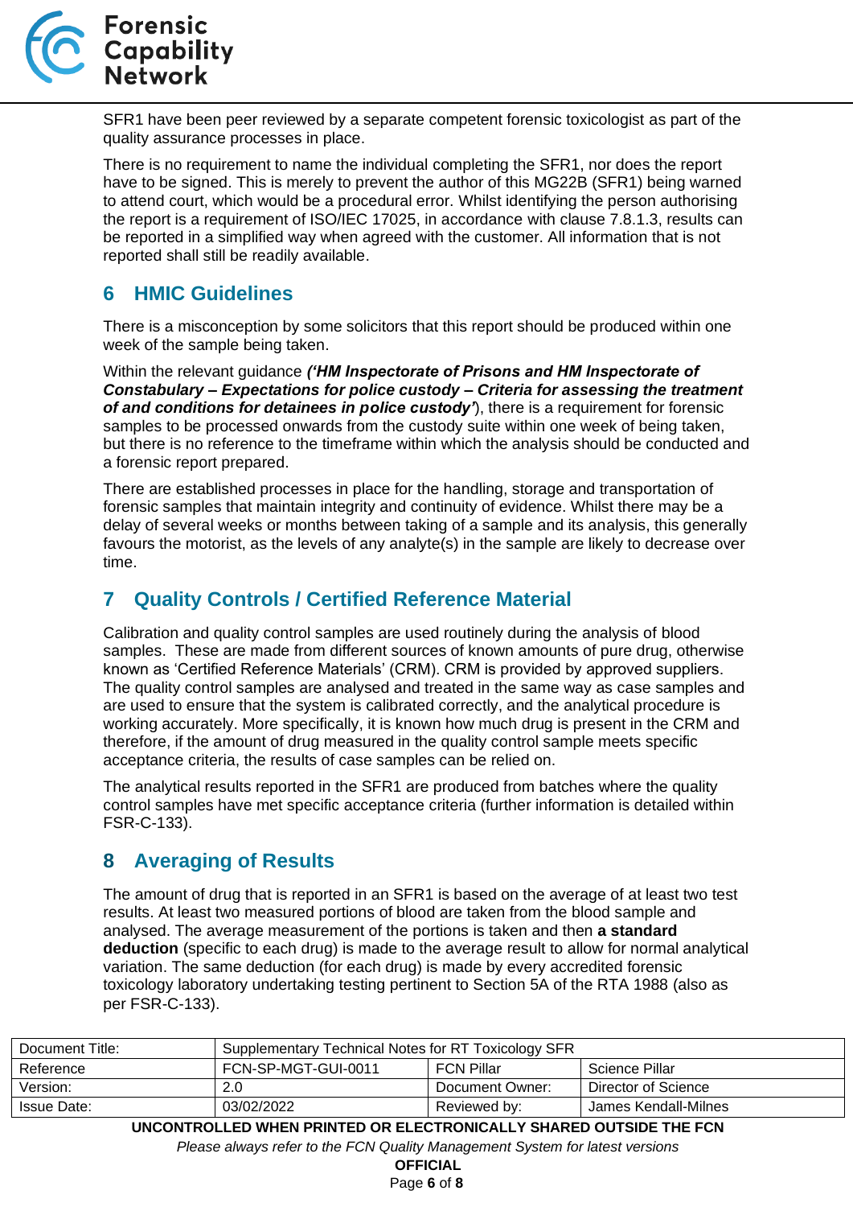SFR1 have been peer reviewed by a separate competent forensic toxicologist as part of the quality assurance processes in place.

There is no requirement to name the individual completing the SFR1, nor does the report have to be signed. This is merely to prevent the author of this MG22B (SFR1) being warned to attend court, which would be a procedural error. Whilst identifying the person authorising the report is a requirement of ISO/IEC 17025, in accordance with clause 7.8.1.3, results can be reported in a simplified way when agreed with the customer. All information that is not reported shall still be readily available.

## 6 HMIC Guidelines

There is a misconception by some solicitors that this report should be produced within one week of the sample being taken.

Within the relevant guidance ***('HM Inspectorate of Prisons and HM Inspectorate of Constabulary – Expectations for police custody – Criteria for assessing the treatment of and conditions for detainees in police custody')***, there is a requirement for forensic samples to be processed onwards from the custody suite within one week of being taken, but there is no reference to the timeframe within which the analysis should be conducted and a forensic report prepared.

There are established processes in place for the handling, storage and transportation of forensic samples that maintain integrity and continuity of evidence. Whilst there may be a delay of several weeks or months between taking of a sample and its analysis, this generally favours the motorist, as the levels of any analyte(s) in the sample are likely to decrease over time.

## 7 Quality Controls / Certified Reference Material

Calibration and quality control samples are used routinely during the analysis of blood samples. These are made from different sources of known amounts of pure drug, otherwise known as 'Certified Reference Materials' (CRM). CRM is provided by approved suppliers. The quality control samples are analysed and treated in the same way as case samples and are used to ensure that the system is calibrated correctly, and the analytical procedure is working accurately. More specifically, it is known how much drug is present in the CRM and therefore, if the amount of drug measured in the quality control sample meets specific acceptance criteria, the results of case samples can be relied on.

The analytical results reported in the SFR1 are produced from batches where the quality control samples have met specific acceptance criteria (further information is detailed within FSR-C-133).

## 8 Averaging of Results

The amount of drug that is reported in an SFR1 is based on the average of at least two test results. At least two measured portions of blood are taken from the blood sample and analysed. The average measurement of the portions is taken and then **a standard deduction** (specific to each drug) is made to the average result to allow for normal analytical variation. The same deduction (for each drug) is made by every accredited forensic toxicology laboratory undertaking testing pertinent to Section 5A of the RTA 1988 (also as per FSR-C-133).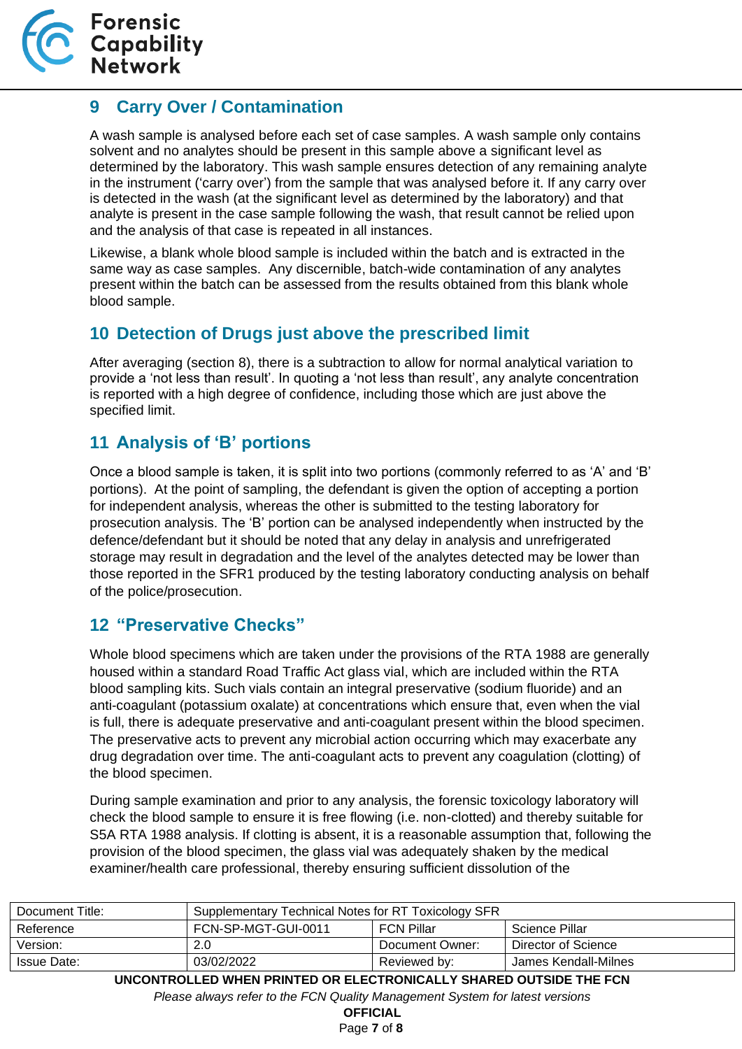## 9 Carry Over / Contamination

A wash sample is analysed before each set of case samples. A wash sample only contains solvent and no analytes should be present in this sample above a significant level as determined by the laboratory. This wash sample ensures detection of any remaining analyte in the instrument ('carry over') from the sample that was analysed before it. If any carry over is detected in the wash (at the significant level as determined by the laboratory) and that analyte is present in the case sample following the wash, that result cannot be relied upon and the analysis of that case is repeated in all instances.

Likewise, a blank whole blood sample is included within the batch and is extracted in the same way as case samples. Any discernible, batch-wide contamination of any analytes present within the batch can be assessed from the results obtained from this blank whole blood sample.

## 10 Detection of Drugs just above the prescribed limit

After averaging (section 8), there is a subtraction to allow for normal analytical variation to provide a 'not less than result'. In quoting a 'not less than result', any analyte concentration is reported with a high degree of confidence, including those which are just above the specified limit.

## 11 Analysis of 'B' portions

Once a blood sample is taken, it is split into two portions (commonly referred to as 'A' and 'B' portions). At the point of sampling, the defendant is given the option of accepting a portion for independent analysis, whereas the other is submitted to the testing laboratory for prosecution analysis. The 'B' portion can be analysed independently when instructed by the defence/defendant but it should be noted that any delay in analysis and unrefrigerated storage may result in degradation and the level of the analytes detected may be lower than those reported in the SFR1 produced by the testing laboratory conducting analysis on behalf of the police/prosecution.

## 12 "Preservative Checks"

Whole blood specimens which are taken under the provisions of the RTA 1988 are generally housed within a standard Road Traffic Act glass vial, which are included within the RTA blood sampling kits. Such vials contain an integral preservative (sodium fluoride) and an anti-coagulant (potassium oxalate) at concentrations which ensure that, even when the vial is full, there is adequate preservative and anti-coagulant present within the blood specimen. The preservative acts to prevent any microbial action occurring which may exacerbate any drug degradation over time. The anti-coagulant acts to prevent any coagulation (clotting) of the blood specimen.

During sample examination and prior to any analysis, the forensic toxicology laboratory will check the blood sample to ensure it is free flowing (i.e. non-clotted) and thereby suitable for S5A RTA 1988 analysis. If clotting is absent, it is a reasonable assumption that, following the provision of the blood specimen, the glass vial was adequately shaken by the medical examiner/health care professional, thereby ensuring sufficient dissolution of the

| Document Title: | Supplementary Technical Notes for RT Toxicology SFR | | |
|---|---|---|---|
| Reference | FCN-SP-MGT-GUI-0011 | FCN Pillar | Science Pillar |
| Version: | 2.0 | Document Owner: | Director of Science |
| Issue Date: | 03/02/2022 | Reviewed by: | James Kendall-Milnes |

**UNCONTROLLED WHEN PRINTED OR ELECTRONICALLY SHARED OUTSIDE THE FCN**

*Please always refer to the FCN Quality Management System for latest versions*

**OFFICIAL**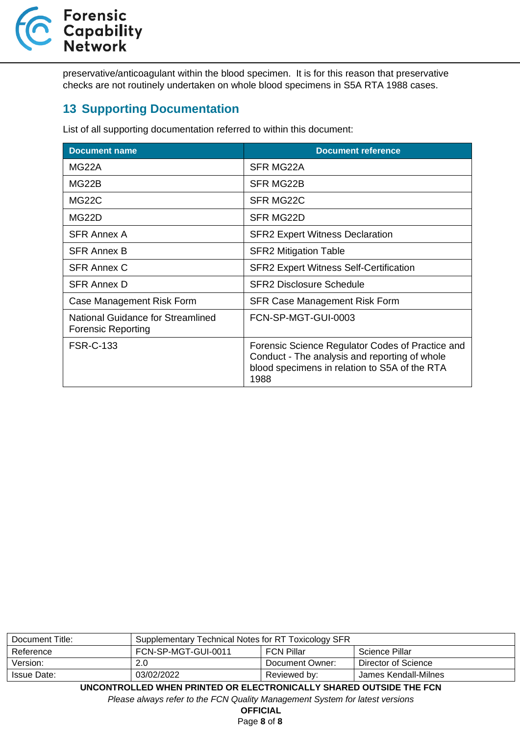preservative/anticoagulant within the blood specimen. It is for this reason that preservative checks are not routinely undertaken on whole blood specimens in S5A RTA 1988 cases.

## 13 Supporting Documentation

List of all supporting documentation referred to within this document:

| Document name | Document reference |
|---|---|
| MG22A | SFR MG22A |
| MG22B | SFR MG22B |
| MG22C | SFR MG22C |
| MG22D | SFR MG22D |
| SFR Annex A | SFR2 Expert Witness Declaration |
| SFR Annex B | SFR2 Mitigation Table |
| SFR Annex C | SFR2 Expert Witness Self-Certification |
| SFR Annex D | SFR2 Disclosure Schedule |
| Case Management Risk Form | SFR Case Management Risk Form |
| National Guidance for Streamlined Forensic Reporting | FCN-SP-MGT-GUI-0003 |
| FSR-C-133 | Forensic Science Regulator Codes of Practice and Conduct - The analysis and reporting of whole blood specimens in relation to S5A of the RTA 1988 |